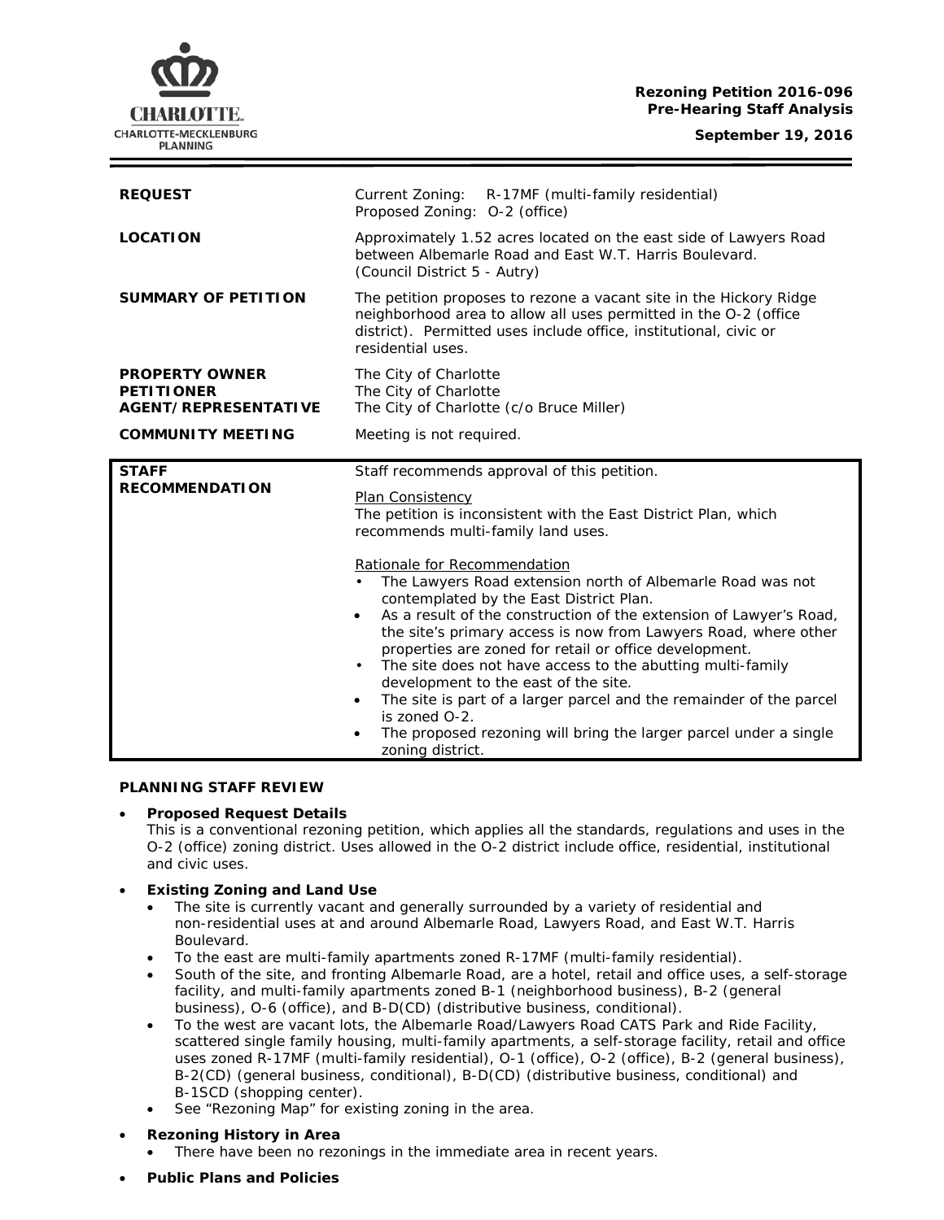**Rezoning Petition 2016-096**
**Pre-Hearing Staff Analysis**

**September 19, 2016**

| | |
|---|---|
| **REQUEST** | Current Zoning: R-17MF (multi-family residential)<br>Proposed Zoning: O-2 (office) |
| **LOCATION** | Approximately 1.52 acres located on the east side of Lawyers Road between Albemarle Road and East W.T. Harris Boulevard.<br>(Council District 5 - Autry) |
| **SUMMARY OF PETITION** | The petition proposes to rezone a vacant site in the Hickory Ridge neighborhood area to allow all uses permitted in the O-2 (office district). Permitted uses include office, institutional, civic or residential uses. |
| **PROPERTY OWNER**<br>**PETITIONER**<br>**AGENT/REPRESENTATIVE** | The City of Charlotte<br>The City of Charlotte<br>The City of Charlotte (c/o Bruce Miller) |
| **COMMUNITY MEETING** | Meeting is not required. |
| **STAFF RECOMMENDATION** | Staff recommends approval of this petition.<br><br>Plan Consistency<br>The petition is inconsistent with the East District Plan, which recommends multi-family land uses.<br><br>Rationale for Recommendation<br>• The Lawyers Road extension north of Albemarle Road was not contemplated by the East District Plan.<br>• As a result of the construction of the extension of Lawyer's Road, the site's primary access is now from Lawyers Road, where other properties are zoned for retail or office development.<br>• The site does not have access to the abutting multi-family development to the east of the site.<br>• The site is part of a larger parcel and the remainder of the parcel is zoned O-2.<br>• The proposed rezoning will bring the larger parcel under a single zoning district. |

**PLANNING STAFF REVIEW**

- **Proposed Request Details**
  This is a conventional rezoning petition, which applies all the standards, regulations and uses in the O-2 (office) zoning district. Uses allowed in the O-2 district include office, residential, institutional and civic uses.

- **Existing Zoning and Land Use**
  - The site is currently vacant and generally surrounded by a variety of residential and non-residential uses at and around Albemarle Road, Lawyers Road, and East W.T. Harris Boulevard.
  - To the east are multi-family apartments zoned R-17MF (multi-family residential).
  - South of the site, and fronting Albemarle Road, are a hotel, retail and office uses, a self-storage facility, and multi-family apartments zoned B-1 (neighborhood business), B-2 (general business), O-6 (office), and B-D(CD) (distributive business, conditional).
  - To the west are vacant lots, the Albemarle Road/Lawyers Road CATS Park and Ride Facility, scattered single family housing, multi-family apartments, a self-storage facility, retail and office uses zoned R-17MF (multi-family residential), O-1 (office), O-2 (office), B-2 (general business), B-2(CD) (general business, conditional), B-D(CD) (distributive business, conditional) and B-1SCD (shopping center).
  - See "Rezoning Map" for existing zoning in the area.

- **Rezoning History in Area**
  - There have been no rezonings in the immediate area in recent years.

- **Public Plans and Policies**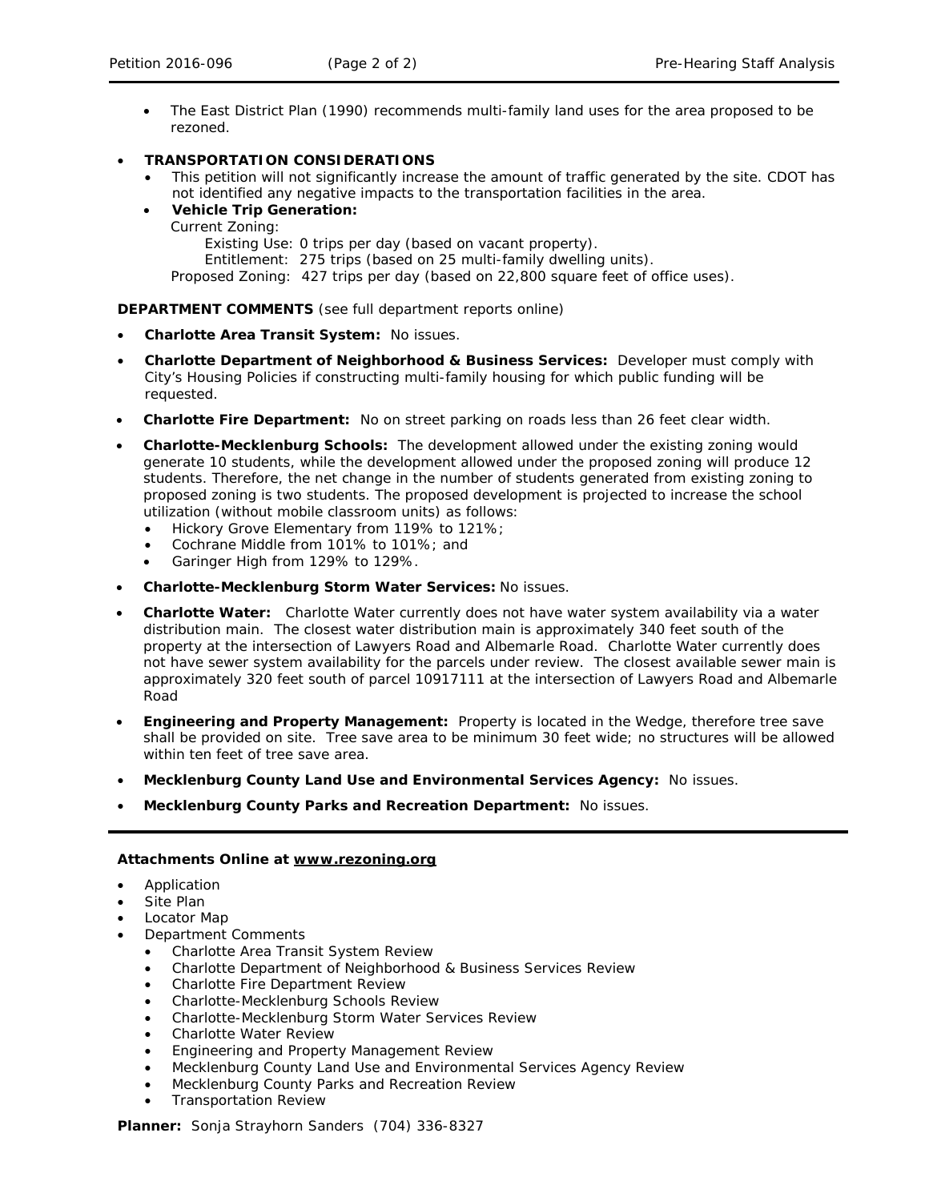- The East District Plan (1990) recommends multi-family land uses for the area proposed to be rezoned.

- **TRANSPORTATION CONSIDERATIONS**
  - This petition will not significantly increase the amount of traffic generated by the site. CDOT has not identified any negative impacts to the transportation facilities in the area.
  - **Vehicle Trip Generation:**

    Current Zoning:

    Existing Use: 0 trips per day (based on vacant property).

    Entitlement: 275 trips (based on 25 multi-family dwelling units).

    Proposed Zoning: 427 trips per day (based on 22,800 square feet of office uses).

**DEPARTMENT COMMENTS** (see full department reports online)

- **Charlotte Area Transit System:** No issues.
- **Charlotte Department of Neighborhood & Business Services:** Developer must comply with City's Housing Policies if constructing multi-family housing for which public funding will be requested.
- **Charlotte Fire Department:** No on street parking on roads less than 26 feet clear width.
- **Charlotte-Mecklenburg Schools:** The development allowed under the existing zoning would generate 10 students, while the development allowed under the proposed zoning will produce 12 students. Therefore, the net change in the number of students generated from existing zoning to proposed zoning is two students. The proposed development is projected to increase the school utilization (without mobile classroom units) as follows:
  - Hickory Grove Elementary from 119% to 121%;
  - Cochrane Middle from 101% to 101%; and
  - Garinger High from 129% to 129%.
- **Charlotte-Mecklenburg Storm Water Services:** No issues.
- **Charlotte Water:** Charlotte Water currently does not have water system availability via a water distribution main. The closest water distribution main is approximately 340 feet south of the property at the intersection of Lawyers Road and Albemarle Road. Charlotte Water currently does not have sewer system availability for the parcels under review. The closest available sewer main is approximately 320 feet south of parcel 10917111 at the intersection of Lawyers Road and Albemarle Road
- **Engineering and Property Management:** Property is located in the Wedge, therefore tree save shall be provided on site. Tree save area to be minimum 30 feet wide; no structures will be allowed within ten feet of tree save area.
- **Mecklenburg County Land Use and Environmental Services Agency:** No issues.
- **Mecklenburg County Parks and Recreation Department:** No issues.

---

**Attachments Online at www.rezoning.org**

- Application
- Site Plan
- Locator Map
- Department Comments
  - Charlotte Area Transit System Review
  - Charlotte Department of Neighborhood & Business Services Review
  - Charlotte Fire Department Review
  - Charlotte-Mecklenburg Schools Review
  - Charlotte-Mecklenburg Storm Water Services Review
  - Charlotte Water Review
  - Engineering and Property Management Review
  - Mecklenburg County Land Use and Environmental Services Agency Review
  - Mecklenburg County Parks and Recreation Review
  - Transportation Review

**Planner:** Sonja Strayhorn Sanders (704) 336-8327